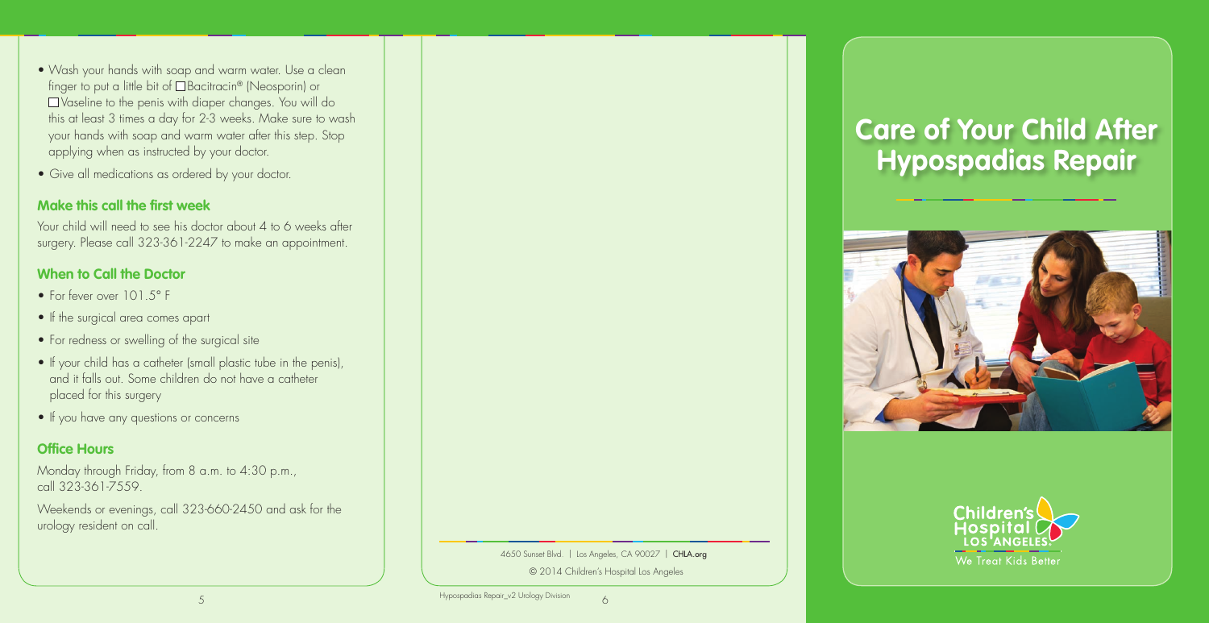- Wash your hands with soap and warm water. Use a clean finger to put a little bit of ☐ Bacitracin® (Neosporin) or ☐ Vaseline to the penis with diaper changes. You will do this at least 3 times a day for 2-3 weeks. Make sure to wash your hands with soap and warm water after this step. Stop applying when as instructed by your doctor.
- Give all medications as ordered by your doctor.

## Make this call the first week

Your child will need to see his doctor about 4 to 6 weeks after surgery. Please call 323-361-2247 to make an appointment.

## When to Call the Doctor

- For fever over 101.5° F
- If the surgical area comes apart
- For redness or swelling of the surgical site
- If your child has a catheter (small plastic tube in the penis), and it falls out. Some children do not have a catheter placed for this surgery
- If you have any questions or concerns

## Office Hours

Monday through Friday, from 8 a.m. to 4:30 p.m., call 323-361-7559.

Weekends or evenings, call 323-660-2450 and ask for the urology resident on call.

4650 Sunset Blvd. | Los Angeles, CA 90027 | CHLA.org

© 2014 Children's Hospital Los Angeles

Hypospadias Repair_v2 Urology Division

# Care of Your Child After Hypospadias Repair

Children's Hospital LOS ANGELES

We Treat Kids Better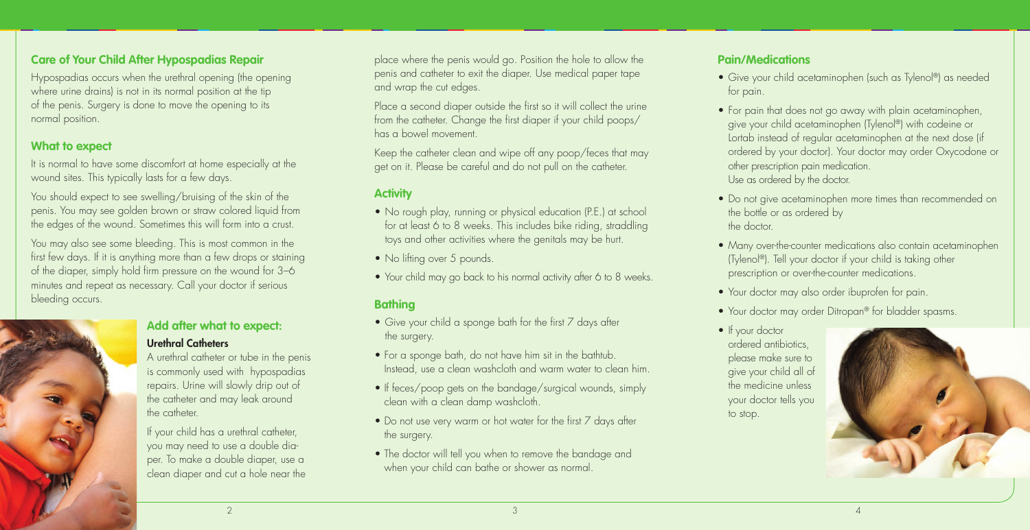## Care of Your Child After Hypospadias Repair

Hypospadias occurs when the urethral opening (the opening where urine drains) is not in its normal position at the tip of the penis. Surgery is done to move the opening to its normal position.

## What to expect

It is normal to have some discomfort at home especially at the wound sites. This typically lasts for a few days.

You should expect to see swelling/bruising of the skin of the penis. You may see golden brown or straw colored liquid from the edges of the wound. Sometimes this will form into a crust.

You may also see some bleeding. This is most common in the first few days. If it is anything more than a few drops or staining of the diaper, simply hold firm pressure on the wound for 3–6 minutes and repeat as necessary. Call your doctor if serious bleeding occurs.

## Add after what to expect:

### Urethral Catheters

A urethral catheter or tube in the penis is commonly used with hypospadias repairs. Urine will slowly drip out of the catheter and may leak around the catheter.

If your child has a urethral catheter, you may need to use a double diaper. To make a double diaper, use a clean diaper and cut a hole near the place where the penis would go. Position the hole to allow the penis and catheter to exit the diaper. Use medical paper tape and wrap the cut edges.

Place a second diaper outside the first so it will collect the urine from the catheter. Change the first diaper if your child poops/has a bowel movement.

Keep the catheter clean and wipe off any poop/feces that may get on it. Please be careful and do not pull on the catheter.

## Activity

- No rough play, running or physical education (P.E.) at school for at least 6 to 8 weeks. This includes bike riding, straddling toys and other activities where the genitals may be hurt.
- No lifting over 5 pounds.
- Your child may go back to his normal activity after 6 to 8 weeks.

## Bathing

- Give your child a sponge bath for the first 7 days after the surgery.
- For a sponge bath, do not have him sit in the bathtub. Instead, use a clean washcloth and warm water to clean him.
- If feces/poop gets on the bandage/surgical wounds, simply clean with a clean damp washcloth.
- Do not use very warm or hot water for the first 7 days after the surgery.
- The doctor will tell you when to remove the bandage and when your child can bathe or shower as normal.

## Pain/Medications

- Give your child acetaminophen (such as Tylenol®) as needed for pain.
- For pain that does not go away with plain acetaminophen, give your child acetaminophen (Tylenol®) with codeine or Lortab instead of regular acetaminophen at the next dose (if ordered by your doctor). Your doctor may order Oxycodone or other prescription pain medication. Use as ordered by the doctor.
- Do not give acetaminophen more times than recommended on the bottle or as ordered by the doctor.
- Many over-the-counter medications also contain acetaminophen (Tylenol®). Tell your doctor if your child is taking other prescription or over-the-counter medications.
- Your doctor may also order ibuprofen for pain.
- Your doctor may order Ditropan® for bladder spasms.
- If your doctor ordered antibiotics, please make sure to give your child all of the medicine unless your doctor tells you to stop.